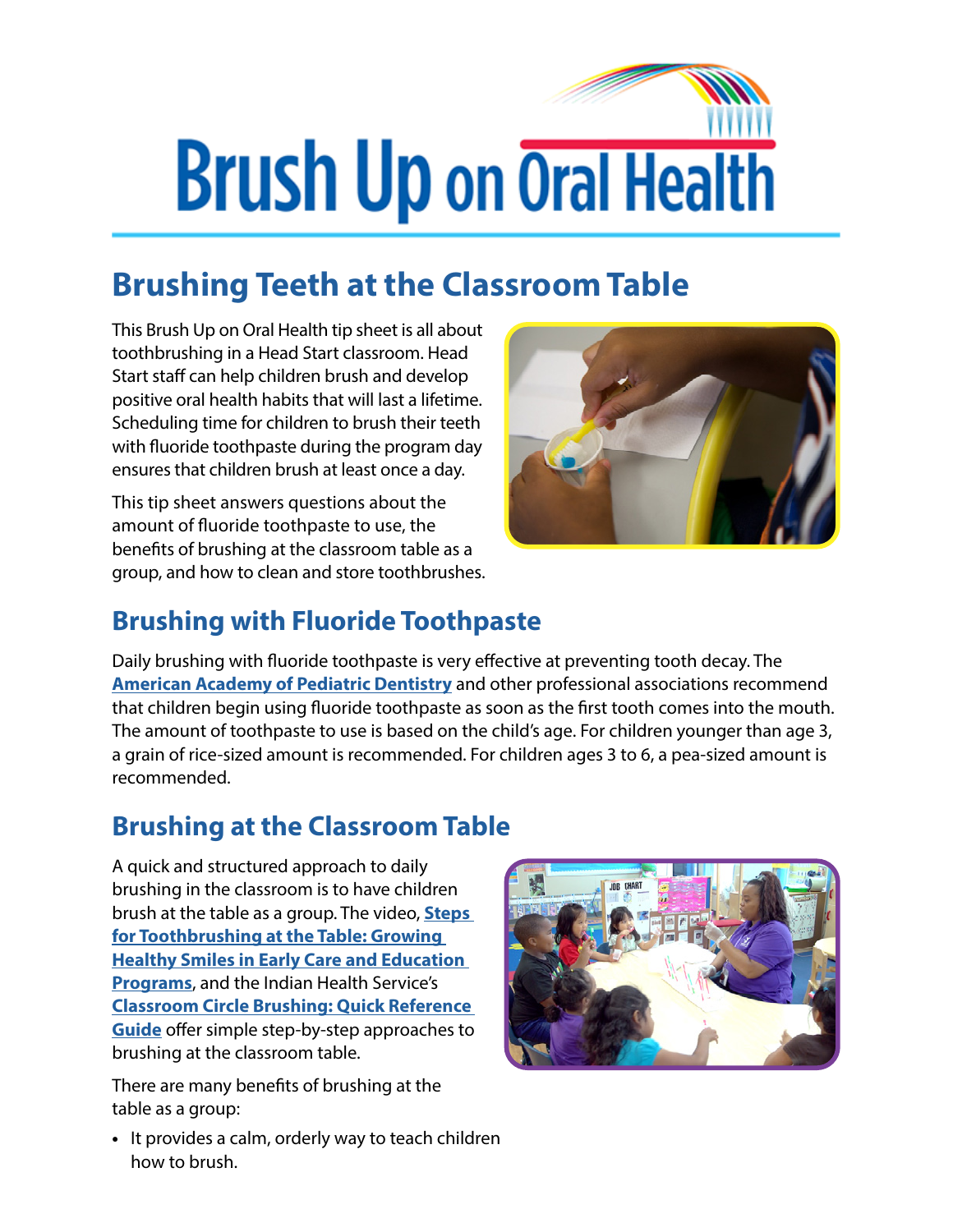# Brush Up on Oral Health

## Brushing Teeth at the Classroom Table

This Brush Up on Oral Health tip sheet is all about toothbrushing in a Head Start classroom. Head Start staff can help children brush and develop positive oral health habits that will last a lifetime. Scheduling time for children to brush their teeth with fluoride toothpaste during the program day ensures that children brush at least once a day.

This tip sheet answers questions about the amount of fluoride toothpaste to use, the benefits of brushing at the classroom table as a group, and how to clean and store toothbrushes.

## Brushing with Fluoride Toothpaste

Daily brushing with fluoride toothpaste is very effective at preventing tooth decay. The **American Academy of Pediatric Dentistry** and other professional associations recommend that children begin using fluoride toothpaste as soon as the first tooth comes into the mouth. The amount of toothpaste to use is based on the child's age. For children younger than age 3, a grain of rice-sized amount is recommended. For children ages 3 to 6, a pea-sized amount is recommended.

## Brushing at the Classroom Table

A quick and structured approach to daily brushing in the classroom is to have children brush at the table as a group. The video, **Steps for Toothbrushing at the Table: Growing Healthy Smiles in Early Care and Education Programs**, and the Indian Health Service's **Classroom Circle Brushing: Quick Reference Guide** offer simple step-by-step approaches to brushing at the classroom table.

There are many benefits of brushing at the table as a group:

- It provides a calm, orderly way to teach children how to brush.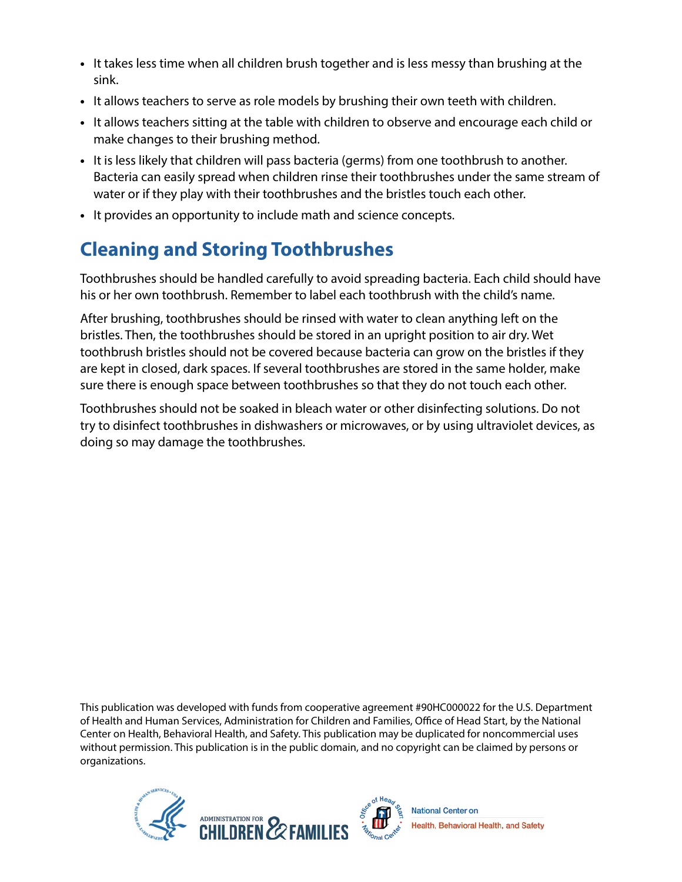- It takes less time when all children brush together and is less messy than brushing at the sink.
- It allows teachers to serve as role models by brushing their own teeth with children.
- It allows teachers sitting at the table with children to observe and encourage each child or make changes to their brushing method.
- It is less likely that children will pass bacteria (germs) from one toothbrush to another. Bacteria can easily spread when children rinse their toothbrushes under the same stream of water or if they play with their toothbrushes and the bristles touch each other.
- It provides an opportunity to include math and science concepts.

## Cleaning and Storing Toothbrushes

Toothbrushes should be handled carefully to avoid spreading bacteria. Each child should have his or her own toothbrush. Remember to label each toothbrush with the child's name.

After brushing, toothbrushes should be rinsed with water to clean anything left on the bristles. Then, the toothbrushes should be stored in an upright position to air dry. Wet toothbrush bristles should not be covered because bacteria can grow on the bristles if they are kept in closed, dark spaces. If several toothbrushes are stored in the same holder, make sure there is enough space between toothbrushes so that they do not touch each other.

Toothbrushes should not be soaked in bleach water or other disinfecting solutions. Do not try to disinfect toothbrushes in dishwashers or microwaves, or by using ultraviolet devices, as doing so may damage the toothbrushes.

This publication was developed with funds from cooperative agreement #90HC000022 for the U.S. Department of Health and Human Services, Administration for Children and Families, Office of Head Start, by the National Center on Health, Behavioral Health, and Safety. This publication may be duplicated for noncommercial uses without permission. This publication is in the public domain, and no copyright can be claimed by persons or organizations.

ADMINISTRATION FOR CHILDREN & FAMILIES

National Center on Health, Behavioral Health, and Safety